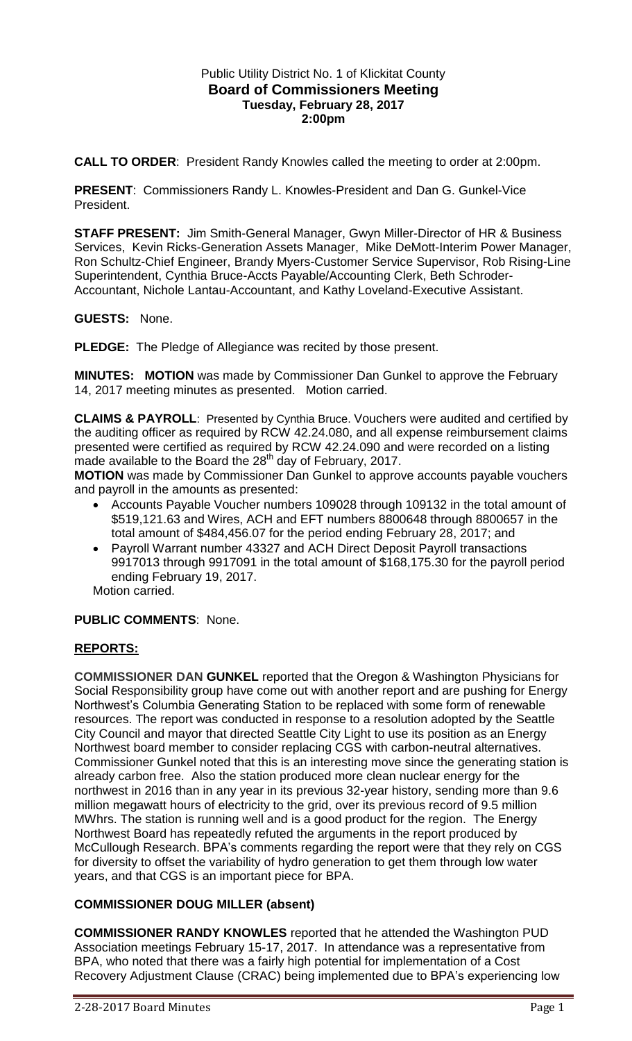Public Utility District No. 1 of Klickitat County
**Board of Commissioners Meeting**
**Tuesday, February 28, 2017**
**2:00pm**

**CALL TO ORDER**: President Randy Knowles called the meeting to order at 2:00pm.

**PRESENT**: Commissioners Randy L. Knowles-President and Dan G. Gunkel-Vice President.

**STAFF PRESENT:** Jim Smith-General Manager, Gwyn Miller-Director of HR & Business Services, Kevin Ricks-Generation Assets Manager, Mike DeMott-Interim Power Manager, Ron Schultz-Chief Engineer, Brandy Myers-Customer Service Supervisor, Rob Rising-Line Superintendent, Cynthia Bruce-Accts Payable/Accounting Clerk, Beth Schroder-Accountant, Nichole Lantau-Accountant, and Kathy Loveland-Executive Assistant.

**GUESTS:** None.

**PLEDGE:** The Pledge of Allegiance was recited by those present.

**MINUTES: MOTION** was made by Commissioner Dan Gunkel to approve the February 14, 2017 meeting minutes as presented. Motion carried.

**CLAIMS & PAYROLL**: Presented by Cynthia Bruce. Vouchers were audited and certified by the auditing officer as required by RCW 42.24.080, and all expense reimbursement claims presented were certified as required by RCW 42.24.090 and were recorded on a listing made available to the Board the 28th day of February, 2017.

**MOTION** was made by Commissioner Dan Gunkel to approve accounts payable vouchers and payroll in the amounts as presented:

- Accounts Payable Voucher numbers 109028 through 109132 in the total amount of $519,121.63 and Wires, ACH and EFT numbers 8800648 through 8800657 in the total amount of $484,456.07 for the period ending February 28, 2017; and
- Payroll Warrant number 43327 and ACH Direct Deposit Payroll transactions 9917013 through 9917091 in the total amount of $168,175.30 for the payroll period ending February 19, 2017.

Motion carried.

**PUBLIC COMMENTS**: None.

## REPORTS:

**COMMISSIONER DAN GUNKEL** reported that the Oregon & Washington Physicians for Social Responsibility group have come out with another report and are pushing for Energy Northwest's Columbia Generating Station to be replaced with some form of renewable resources. The report was conducted in response to a resolution adopted by the Seattle City Council and mayor that directed Seattle City Light to use its position as an Energy Northwest board member to consider replacing CGS with carbon-neutral alternatives. Commissioner Gunkel noted that this is an interesting move since the generating station is already carbon free. Also the station produced more clean nuclear energy for the northwest in 2016 than in any year in its previous 32-year history, sending more than 9.6 million megawatt hours of electricity to the grid, over its previous record of 9.5 million MWhrs. The station is running well and is a good product for the region. The Energy Northwest Board has repeatedly refuted the arguments in the report produced by McCullough Research. BPA's comments regarding the report were that they rely on CGS for diversity to offset the variability of hydro generation to get them through low water years, and that CGS is an important piece for BPA.

**COMMISSIONER DOUG MILLER (absent)**

**COMMISSIONER RANDY KNOWLES** reported that he attended the Washington PUD Association meetings February 15-17, 2017. In attendance was a representative from BPA, who noted that there was a fairly high potential for implementation of a Cost Recovery Adjustment Clause (CRAC) being implemented due to BPA's experiencing low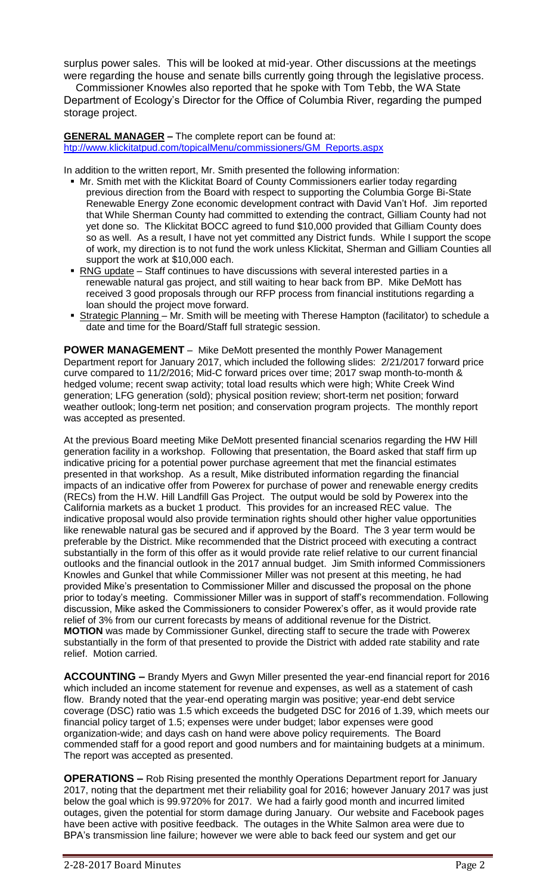surplus power sales. This will be looked at mid-year. Other discussions at the meetings were regarding the house and senate bills currently going through the legislative process.

Commissioner Knowles also reported that he spoke with Tom Tebb, the WA State Department of Ecology's Director for the Office of Columbia River, regarding the pumped storage project.

**GENERAL MANAGER –** The complete report can be found at: htp://www.klickitatpud.com/topicalMenu/commissioners/GM_Reports.aspx

In addition to the written report, Mr. Smith presented the following information:

- Mr. Smith met with the Klickitat Board of County Commissioners earlier today regarding previous direction from the Board with respect to supporting the Columbia Gorge Bi-State Renewable Energy Zone economic development contract with David Van't Hof. Jim reported that While Sherman County had committed to extending the contract, Gilliam County had not yet done so. The Klickitat BOCC agreed to fund $10,000 provided that Gilliam County does so as well. As a result, I have not yet committed any District funds. While I support the scope of work, my direction is to not fund the work unless Klickitat, Sherman and Gilliam Counties all support the work at $10,000 each.
- RNG update – Staff continues to have discussions with several interested parties in a renewable natural gas project, and still waiting to hear back from BP. Mike DeMott has received 3 good proposals through our RFP process from financial institutions regarding a loan should the project move forward.
- Strategic Planning – Mr. Smith will be meeting with Therese Hampton (facilitator) to schedule a date and time for the Board/Staff full strategic session.

**POWER MANAGEMENT** – Mike DeMott presented the monthly Power Management Department report for January 2017, which included the following slides: 2/21/2017 forward price curve compared to 11/2/2016; Mid-C forward prices over time; 2017 swap month-to-month & hedged volume; recent swap activity; total load results which were high; White Creek Wind generation; LFG generation (sold); physical position review; short-term net position; forward weather outlook; long-term net position; and conservation program projects. The monthly report was accepted as presented.

At the previous Board meeting Mike DeMott presented financial scenarios regarding the HW Hill generation facility in a workshop. Following that presentation, the Board asked that staff firm up indicative pricing for a potential power purchase agreement that met the financial estimates presented in that workshop. As a result, Mike distributed information regarding the financial impacts of an indicative offer from Powerex for purchase of power and renewable energy credits (RECs) from the H.W. Hill Landfill Gas Project. The output would be sold by Powerex into the California markets as a bucket 1 product. This provides for an increased REC value. The indicative proposal would also provide termination rights should other higher value opportunities like renewable natural gas be secured and if approved by the Board. The 3 year term would be preferable by the District. Mike recommended that the District proceed with executing a contract substantially in the form of this offer as it would provide rate relief relative to our current financial outlooks and the financial outlook in the 2017 annual budget. Jim Smith informed Commissioners Knowles and Gunkel that while Commissioner Miller was not present at this meeting, he had provided Mike's presentation to Commissioner Miller and discussed the proposal on the phone prior to today's meeting. Commissioner Miller was in support of staff's recommendation. Following discussion, Mike asked the Commissioners to consider Powerex's offer, as it would provide rate relief of 3% from our current forecasts by means of additional revenue for the District. **MOTION** was made by Commissioner Gunkel, directing staff to secure the trade with Powerex substantially in the form of that presented to provide the District with added rate stability and rate relief. Motion carried.

**ACCOUNTING –** Brandy Myers and Gwyn Miller presented the year-end financial report for 2016 which included an income statement for revenue and expenses, as well as a statement of cash flow. Brandy noted that the year-end operating margin was positive; year-end debt service coverage (DSC) ratio was 1.5 which exceeds the budgeted DSC for 2016 of 1.39, which meets our financial policy target of 1.5; expenses were under budget; labor expenses were good organization-wide; and days cash on hand were above policy requirements. The Board commended staff for a good report and good numbers and for maintaining budgets at a minimum. The report was accepted as presented.

**OPERATIONS –** Rob Rising presented the monthly Operations Department report for January 2017, noting that the department met their reliability goal for 2016; however January 2017 was just below the goal which is 99.9720% for 2017. We had a fairly good month and incurred limited outages, given the potential for storm damage during January. Our website and Facebook pages have been active with positive feedback. The outages in the White Salmon area were due to BPA's transmission line failure; however we were able to back feed our system and get our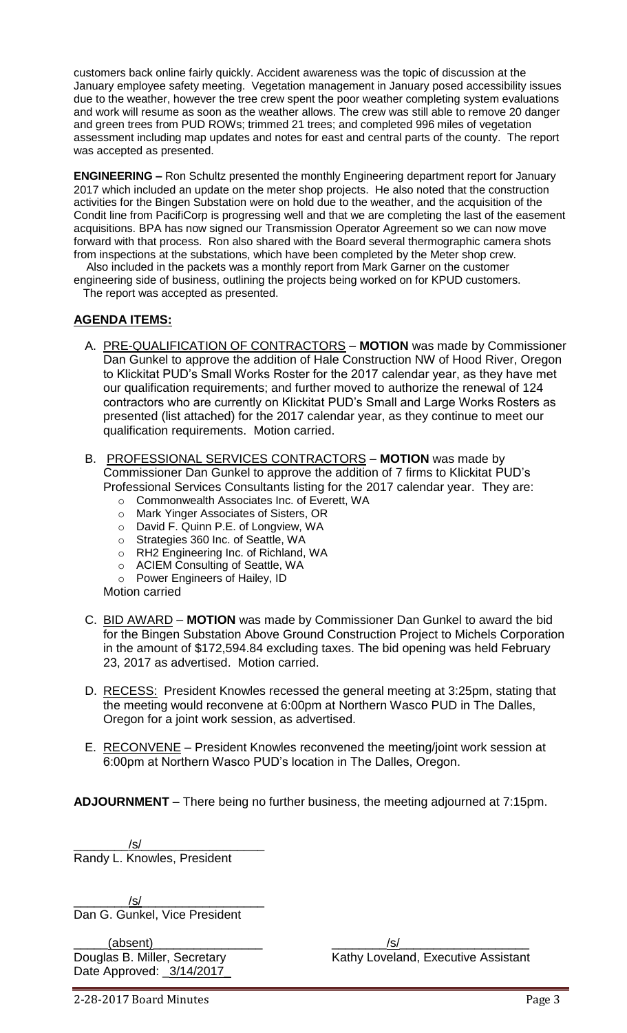customers back online fairly quickly. Accident awareness was the topic of discussion at the January employee safety meeting. Vegetation management in January posed accessibility issues due to the weather, however the tree crew spent the poor weather completing system evaluations and work will resume as soon as the weather allows. The crew was still able to remove 20 danger and green trees from PUD ROWs; trimmed 21 trees; and completed 996 miles of vegetation assessment including map updates and notes for east and central parts of the county. The report was accepted as presented.

**ENGINEERING –** Ron Schultz presented the monthly Engineering department report for January 2017 which included an update on the meter shop projects. He also noted that the construction activities for the Bingen Substation were on hold due to the weather, and the acquisition of the Condit line from PacifiCorp is progressing well and that we are completing the last of the easement acquisitions. BPA has now signed our Transmission Operator Agreement so we can now move forward with that process. Ron also shared with the Board several thermographic camera shots from inspections at the substations, which have been completed by the Meter shop crew.

Also included in the packets was a monthly report from Mark Garner on the customer engineering side of business, outlining the projects being worked on for KPUD customers.

The report was accepted as presented.

## AGENDA ITEMS:

A. PRE-QUALIFICATION OF CONTRACTORS – **MOTION** was made by Commissioner Dan Gunkel to approve the addition of Hale Construction NW of Hood River, Oregon to Klickitat PUD's Small Works Roster for the 2017 calendar year, as they have met our qualification requirements; and further moved to authorize the renewal of 124 contractors who are currently on Klickitat PUD's Small and Large Works Rosters as presented (list attached) for the 2017 calendar year, as they continue to meet our qualification requirements. Motion carried.

B. PROFESSIONAL SERVICES CONTRACTORS – **MOTION** was made by Commissioner Dan Gunkel to approve the addition of 7 firms to Klickitat PUD's Professional Services Consultants listing for the 2017 calendar year. They are:
   - Commonwealth Associates Inc. of Everett, WA
   - Mark Yinger Associates of Sisters, OR
   - David F. Quinn P.E. of Longview, WA
   - Strategies 360 Inc. of Seattle, WA
   - RH2 Engineering Inc. of Richland, WA
   - ACIEM Consulting of Seattle, WA
   - Power Engineers of Hailey, ID

   Motion carried

C. BID AWARD – **MOTION** was made by Commissioner Dan Gunkel to award the bid for the Bingen Substation Above Ground Construction Project to Michels Corporation in the amount of $172,594.84 excluding taxes. The bid opening was held February 23, 2017 as advertised. Motion carried.

D. RECESS: President Knowles recessed the general meeting at 3:25pm, stating that the meeting would reconvene at 6:00pm at Northern Wasco PUD in The Dalles, Oregon for a joint work session, as advertised.

E. RECONVENE – President Knowles reconvened the meeting/joint work session at 6:00pm at Northern Wasco PUD's location in The Dalles, Oregon.

**ADJOURNMENT** – There being no further business, the meeting adjourned at 7:15pm.

________/s/__________________
Randy L. Knowles, President

________/s/__________________
Dan G. Gunkel, Vice President

_____(absent)________________
Douglas B. Miller, Secretary
Date Approved: _3/14/2017_

________/s/__________________
Kathy Loveland, Executive Assistant